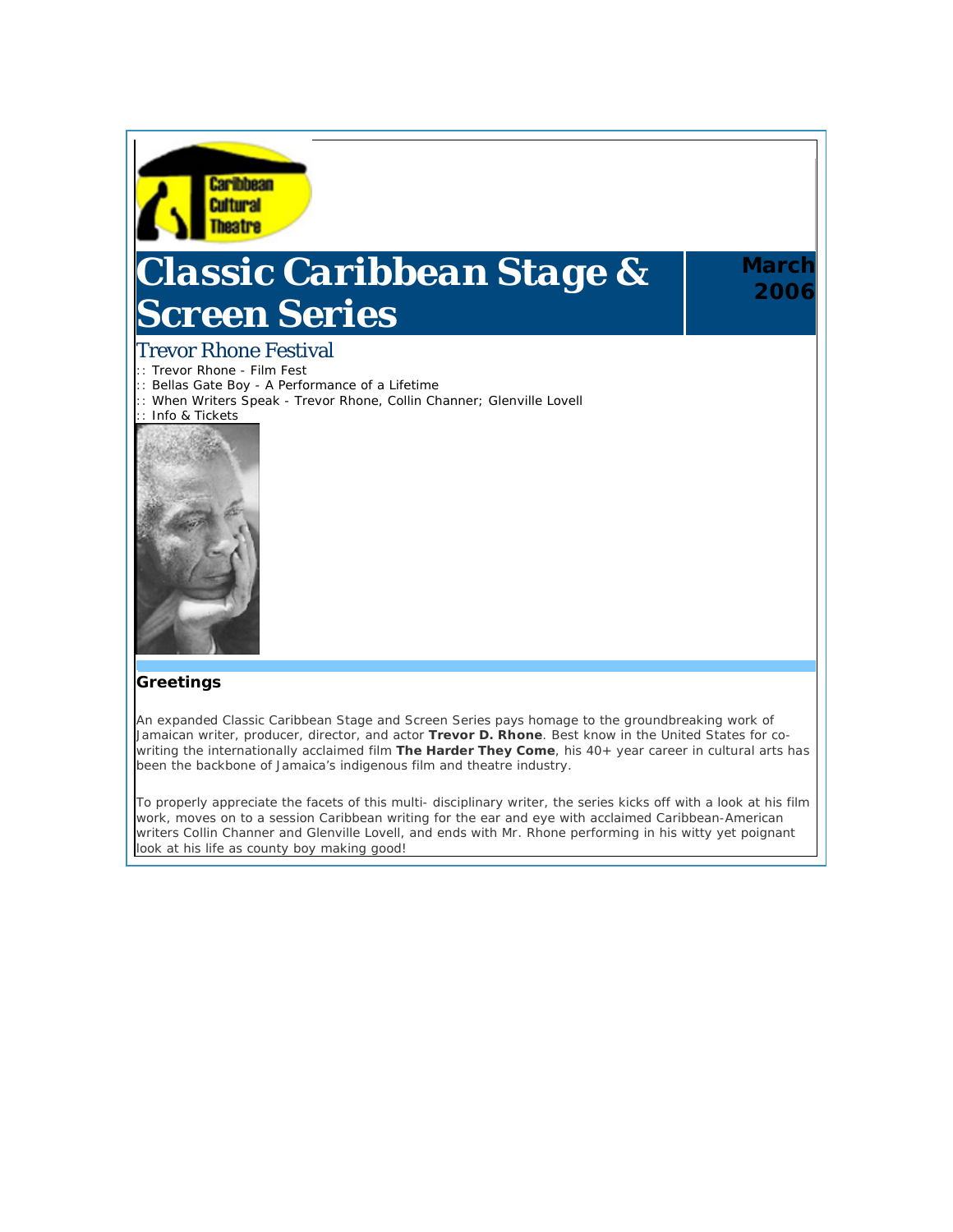Caribbean Cultural Theatre

# Classic Caribbean Stage & Screen Series

**March 2006**

## Trevor Rhone Festival

:: Trevor Rhone - Film Fest
:: Bellas Gate Boy - A Performance of a Lifetime
:: When Writers Speak - Trevor Rhone, Collin Channer; Glenville Lovell
:: Info & Tickets

### Greetings

An expanded Classic Caribbean Stage and Screen Series pays homage to the groundbreaking work of Jamaican writer, producer, director, and actor **Trevor D. Rhone**. Best know in the United States for co-writing the internationally acclaimed film **The Harder They Come**, his 40+ year career in cultural arts has been the backbone of Jamaica's indigenous film and theatre industry.

To properly appreciate the facets of this multi- disciplinary writer, the series kicks off with a look at his film work, moves on to a session Caribbean writing for the ear and eye with acclaimed Caribbean-American writers Collin Channer and Glenville Lovell, and ends with Mr. Rhone performing in his witty yet poignant look at his life as county boy making good!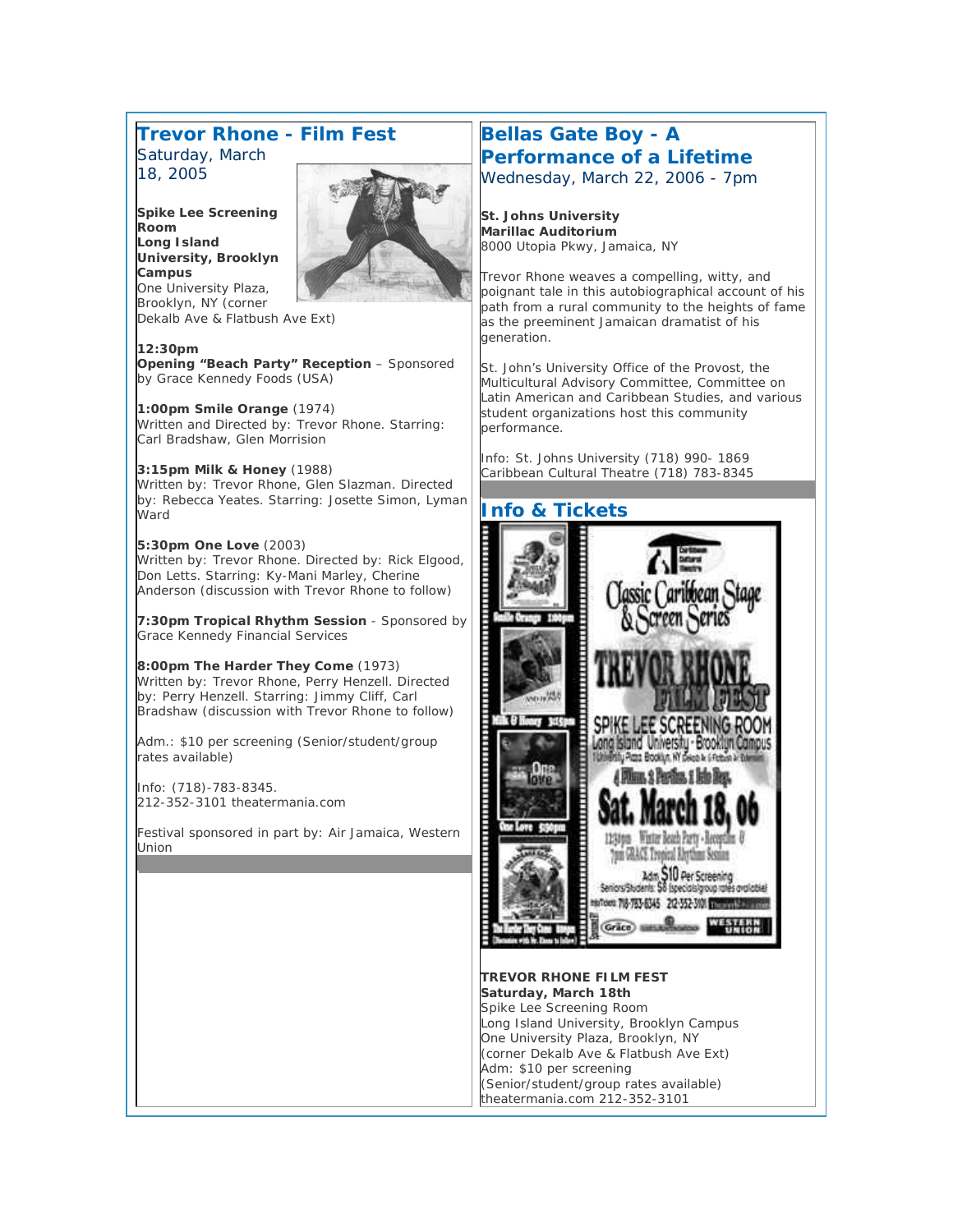## Trevor Rhone - Film Fest

Saturday, March 18, 2005

**Spike Lee Screening Room**
**Long Island University, Brooklyn Campus**
One University Plaza, Brooklyn, NY (corner Dekalb Ave & Flatbush Ave Ext)

**12:30pm**
**Opening "Beach Party" Reception** – Sponsored by Grace Kennedy Foods (USA)

**1:00pm Smile Orange** (1974)
Written and Directed by: Trevor Rhone. Starring: Carl Bradshaw, Glen Morrision

**3:15pm Milk & Honey** (1988)
Written by: Trevor Rhone, Glen Slazman. Directed by: Rebecca Yeates. Starring: Josette Simon, Lyman Ward

**5:30pm One Love** (2003)
Written by: Trevor Rhone. Directed by: Rick Elgood, Don Letts. Starring: Ky-Mani Marley, Cherine Anderson (discussion with Trevor Rhone to follow)

**7:30pm Tropical Rhythm Session** - Sponsored by Grace Kennedy Financial Services

**8:00pm The Harder They Come** (1973)
Written by: Trevor Rhone, Perry Henzell. Directed by: Perry Henzell. Starring: Jimmy Cliff, Carl Bradshaw (discussion with Trevor Rhone to follow)

Adm.: $10 per screening (Senior/student/group rates available)

Info: (718)-783-8345.
212-352-3101 theatermania.com

Festival sponsored in part by: Air Jamaica, Western Union

## Bellas Gate Boy - A Performance of a Lifetime

Wednesday, March 22, 2006 - 7pm

**St. Johns University**
**Marillac Auditorium**
8000 Utopia Pkwy, Jamaica, NY

Trevor Rhone weaves a compelling, witty, and poignant tale in this autobiographical account of his path from a rural community to the heights of fame as the preeminent Jamaican dramatist of his generation.

St. John's University Office of the Provost, the Multicultural Advisory Committee, Committee on Latin American and Caribbean Studies, and various student organizations host this community performance.

Info: St. Johns University (718) 990- 1869
Caribbean Cultural Theatre (718) 783-8345

## Info & Tickets

**TREVOR RHONE FILM FEST**
**Saturday, March 18th**
Spike Lee Screening Room
Long Island University, Brooklyn Campus
One University Plaza, Brooklyn, NY
(corner Dekalb Ave & Flatbush Ave Ext)
Adm: $10 per screening
(Senior/student/group rates available)
theatermania.com 212-352-3101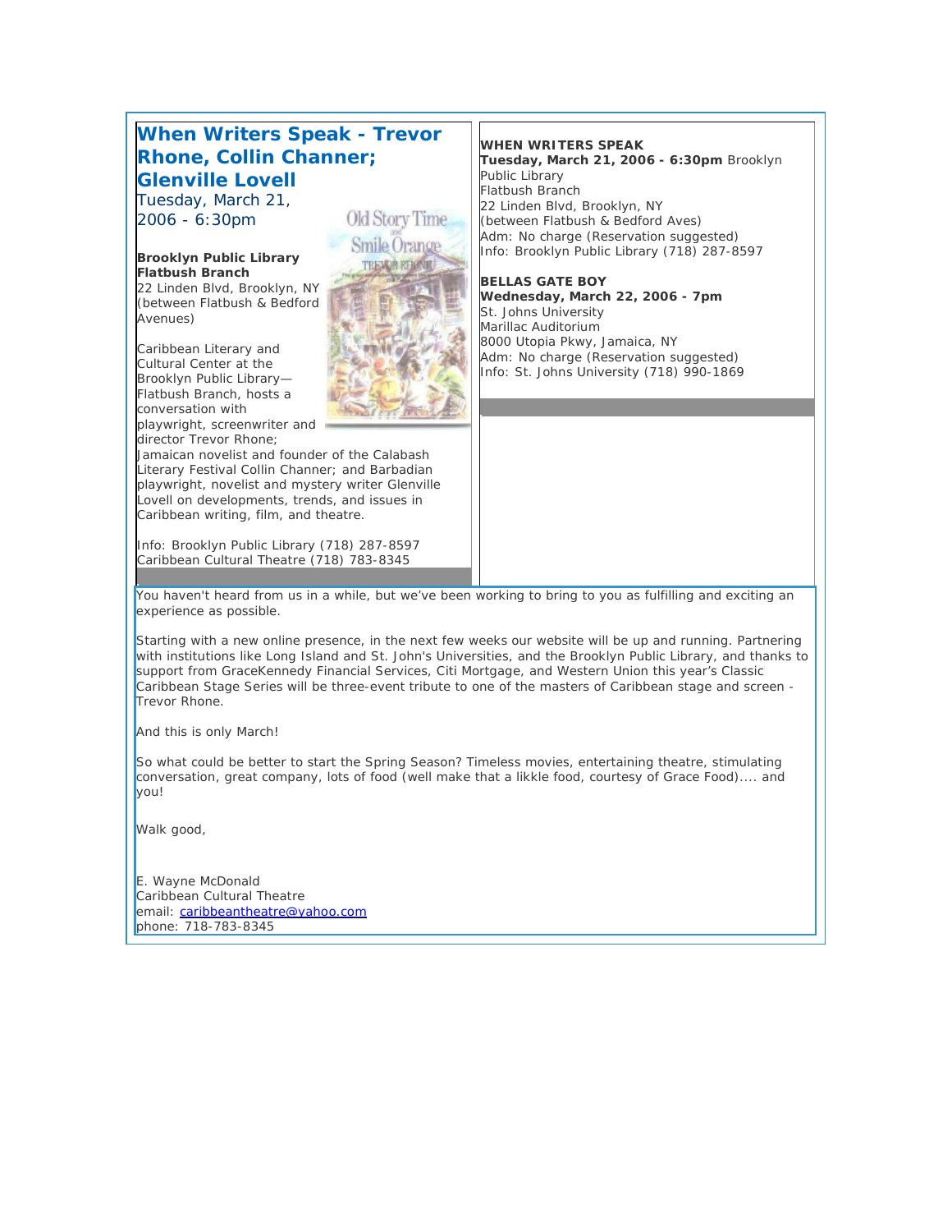## When Writers Speak - Trevor Rhone, Collin Channer; Glenville Lovell

Tuesday, March 21, 2006 - 6:30pm

**Brooklyn Public Library Flatbush Branch**
22 Linden Blvd, Brooklyn, NY
(between Flatbush & Bedford Avenues)

Caribbean Literary and Cultural Center at the Brooklyn Public Library—Flatbush Branch, hosts a conversation with playwright, screenwriter and director Trevor Rhone; Jamaican novelist and founder of the Calabash Literary Festival Collin Channer; and Barbadian playwright, novelist and mystery writer Glenville Lovell on developments, trends, and issues in Caribbean writing, film, and theatre.

Info: Brooklyn Public Library (718) 287-8597
Caribbean Cultural Theatre (718) 783-8345

**WHEN WRITERS SPEAK**
**Tuesday, March 21, 2006 - 6:30pm** Brooklyn Public Library
Flatbush Branch
22 Linden Blvd, Brooklyn, NY
(between Flatbush & Bedford Aves)
Adm: No charge (Reservation suggested)
Info: Brooklyn Public Library (718) 287-8597

**BELLAS GATE BOY**
**Wednesday, March 22, 2006 - 7pm**
St. Johns University
Marillac Auditorium
8000 Utopia Pkwy, Jamaica, NY
Adm: No charge (Reservation suggested)
Info: St. Johns University (718) 990-1869

You haven't heard from us in a while, but we've been working to bring to you as fulfilling and exciting an experience as possible.

Starting with a new online presence, in the next few weeks our website will be up and running. Partnering with institutions like Long Island and St. John's Universities, and the Brooklyn Public Library, and thanks to support from GraceKennedy Financial Services, Citi Mortgage, and Western Union this year's Classic Caribbean Stage Series will be three-event tribute to one of the masters of Caribbean stage and screen - Trevor Rhone.

And this is only March!

So what could be better to start the Spring Season? Timeless movies, entertaining theatre, stimulating conversation, great company, lots of food (well make that a likkle food, courtesy of Grace Food).... and you!

Walk good,

E. Wayne McDonald
Caribbean Cultural Theatre
email: caribbeantheatre@yahoo.com
phone: 718-783-8345